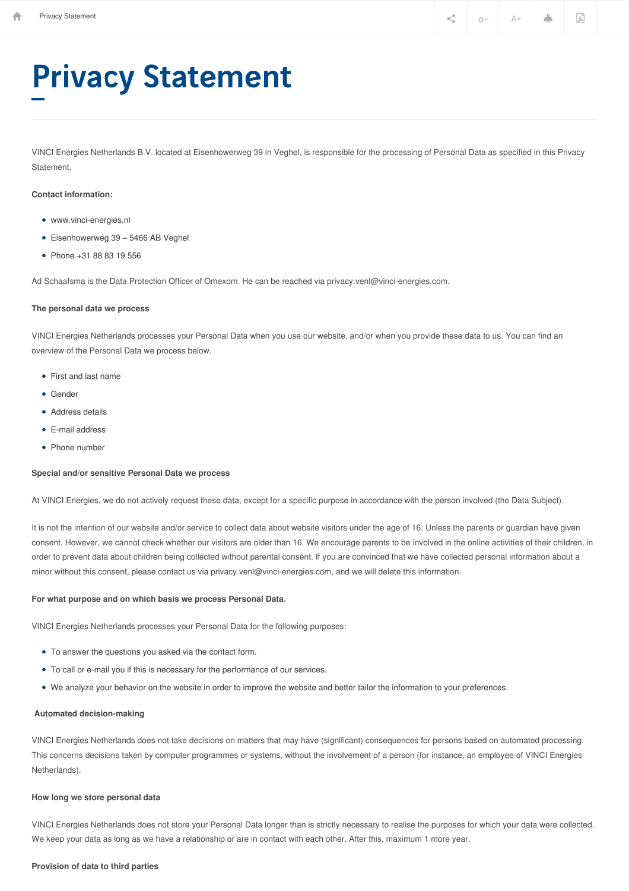# Privacy Statement

VINCI Energies Netherlands B.V. located at Eisenhowerweg 39 in Veghel, is responsible for the processing of Personal Data as specified in this Privacy Statement.

**Contact information:**

- www.vinci-energies.nl
- Eisenhowerweg 39 – 5466 AB Veghel
- Phone +31 88 83 19 556

Ad Schaafsma is the Data Protection Officer of Omexom. He can be reached via privacy.venl@vinci-energies.com.

**The personal data we process**

VINCI Energies Netherlands processes your Personal Data when you use our website, and/or when you provide these data to us. You can find an overview of the Personal Data we process below.

- First and last name
- Gender
- Address details
- E-mail address
- Phone number

**Special and/or sensitive Personal Data we process**

At VINCI Energies, we do not actively request these data, except for a specific purpose in accordance with the person involved (the Data Subject).

It is not the intention of our website and/or service to collect data about website visitors under the age of 16. Unless the parents or guardian have given consent. However, we cannot check whether our visitors are older than 16. We encourage parents to be involved in the online activities of their children, in order to prevent data about children being collected without parental consent. If you are convinced that we have collected personal information about a minor without this consent, please contact us via privacy.venl@vinci-energies.com, and we will delete this information.

**For what purpose and on which basis we process Personal Data.**

VINCI Energies Netherlands processes your Personal Data for the following purposes:

- To answer the questions you asked via the contact form.
- To call or e-mail you if this is necessary for the performance of our services.
- We analyze your behavior on the website in order to improve the website and better tailor the information to your preferences.

**Automated decision-making**

VINCI Energies Netherlands does not take decisions on matters that may have (significant) consequences for persons based on automated processing. This concerns decisions taken by computer programmes or systems, without the involvement of a person (for instance, an employee of VINCI Energies Netherlands).

**How long we store personal data**

VINCI Energies Netherlands does not store your Personal Data longer than is strictly necessary to realise the purposes for which your data were collected. We keep your data as long as we have a relationship or are in contact with each other. After this, maximum 1 more year.

**Provision of data to third parties**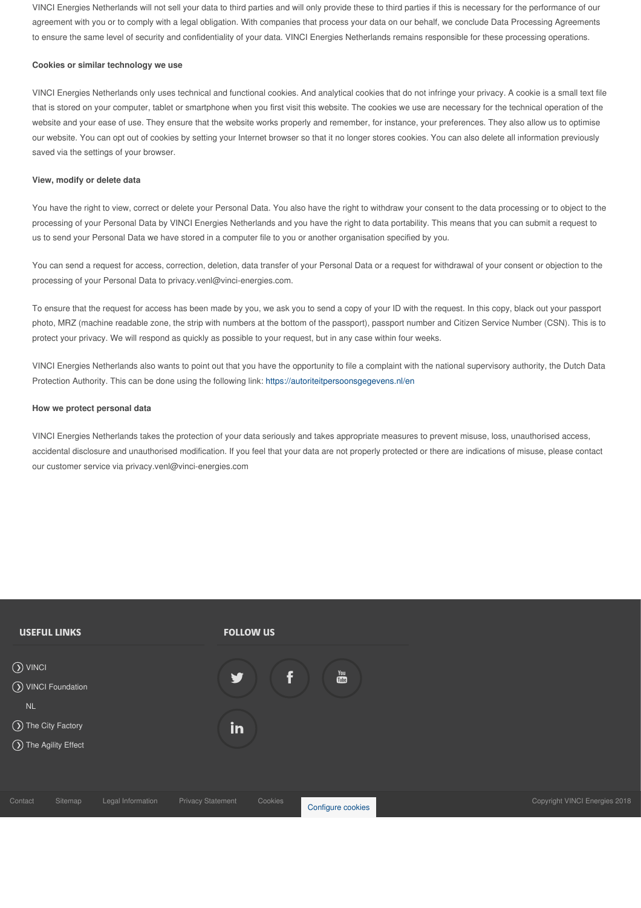VINCI Energies Netherlands will not sell your data to third parties and will only provide these to third parties if this is necessary for the performance of our agreement with you or to comply with a legal obligation. With companies that process your data on our behalf, we conclude Data Processing Agreements to ensure the same level of security and confidentiality of your data. VINCI Energies Netherlands remains responsible for these processing operations.

**Cookies or similar technology we use**

VINCI Energies Netherlands only uses technical and functional cookies. And analytical cookies that do not infringe your privacy. A cookie is a small text file that is stored on your computer, tablet or smartphone when you first visit this website. The cookies we use are necessary for the technical operation of the website and your ease of use. They ensure that the website works properly and remember, for instance, your preferences. They also allow us to optimise our website. You can opt out of cookies by setting your Internet browser so that it no longer stores cookies. You can also delete all information previously saved via the settings of your browser.

**View, modify or delete data**

You have the right to view, correct or delete your Personal Data. You also have the right to withdraw your consent to the data processing or to object to the processing of your Personal Data by VINCI Energies Netherlands and you have the right to data portability. This means that you can submit a request to us to send your Personal Data we have stored in a computer file to you or another organisation specified by you.

You can send a request for access, correction, deletion, data transfer of your Personal Data or a request for withdrawal of your consent or objection to the processing of your Personal Data to privacy.venl@vinci-energies.com.

To ensure that the request for access has been made by you, we ask you to send a copy of your ID with the request. In this copy, black out your passport photo, MRZ (machine readable zone, the strip with numbers at the bottom of the passport), passport number and Citizen Service Number (CSN). This is to protect your privacy. We will respond as quickly as possible to your request, but in any case within four weeks.

VINCI Energies Netherlands also wants to point out that you have the opportunity to file a complaint with the national supervisory authority, the Dutch Data Protection Authority. This can be done using the following link: https://autoriteitpersoonsgegevens.nl/en

**How we protect personal data**

VINCI Energies Netherlands takes the protection of your data seriously and takes appropriate measures to prevent misuse, loss, unauthorised access, accidental disclosure and unauthorised modification. If you feel that your data are not properly protected or there are indications of misuse, please contact our customer service via privacy.venl@vinci-energies.com

**USEFUL LINKS**

- VINCI
- VINCI Foundation NL
- The City Factory
- The Agility Effect

**FOLLOW US**

Contact | Sitemap | Legal Information | Privacy Statement | Cookies | Configure cookies

Copyright VINCI Energies 2018